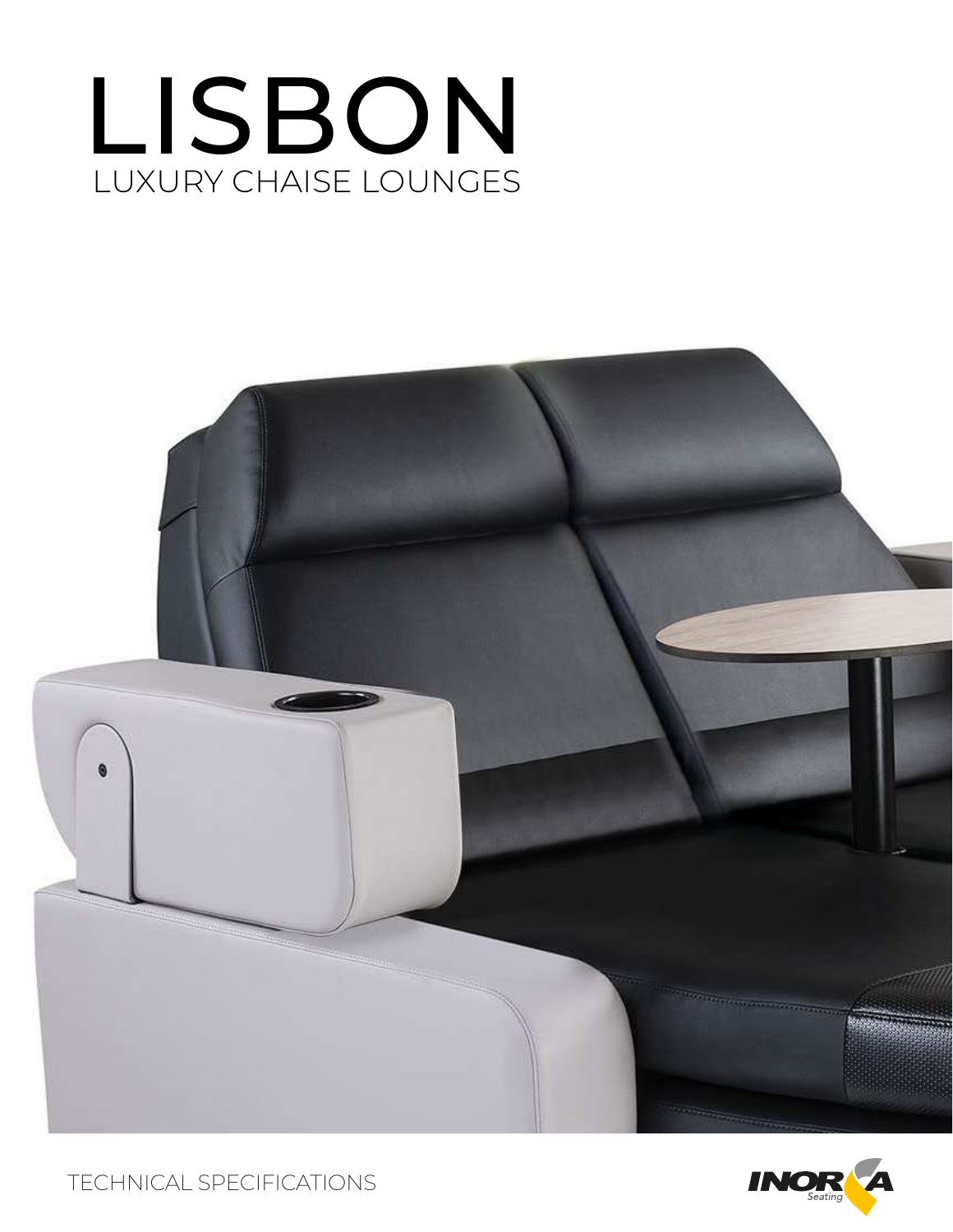# LISBON

## LUXURY CHAISE LOUNGES

TECHNICAL SPECIFICATIONS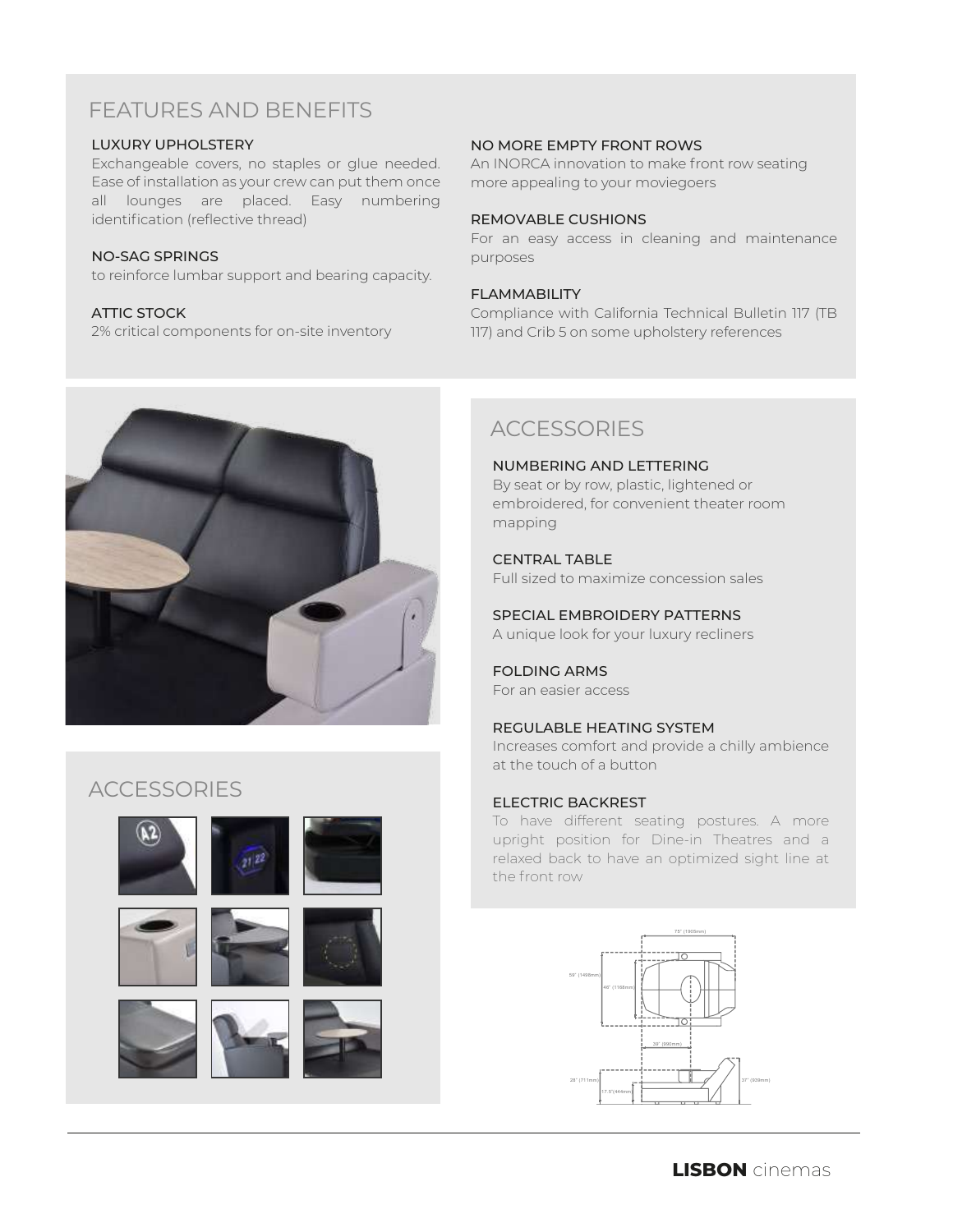## FEATURES AND BENEFITS

### LUXURY UPHOLSTERY

Exchangeable covers, no staples or glue needed. Ease of installation as your crew can put them once all lounges are placed. Easy numbering identification (reflective thread)

### NO-SAG SPRINGS

to reinforce lumbar support and bearing capacity.

### ATTIC STOCK

2% critical components for on-site inventory

### NO MORE EMPTY FRONT ROWS

An INORCA innovation to make front row seating more appealing to your moviegoers

### REMOVABLE CUSHIONS

For an easy access in cleaning and maintenance purposes

### FLAMMABILITY

Compliance with California Technical Bulletin 117 (TB 117) and Crib 5 on some upholstery references

## ACCESSORIES

### NUMBERING AND LETTERING

By seat or by row, plastic, lightened or embroidered, for convenient theater room mapping

### CENTRAL TABLE

Full sized to maximize concession sales

### SPECIAL EMBROIDERY PATTERNS

A unique look for your luxury recliners

### FOLDING ARMS

For an easier access

### REGULABLE HEATING SYSTEM

Increases comfort and provide a chilly ambience at the touch of a button

### ELECTRIC BACKREST

To have different seating postures. A more upright position for Dine-in Theatres and a relaxed back to have an optimized sight line at the front row

## ACCESSORIES

75" (1905mm)
59" (1499mm)
46" (1168mm)
35" (890mm)
28" (711mm)
17.5"(444mm)
37" (939mm)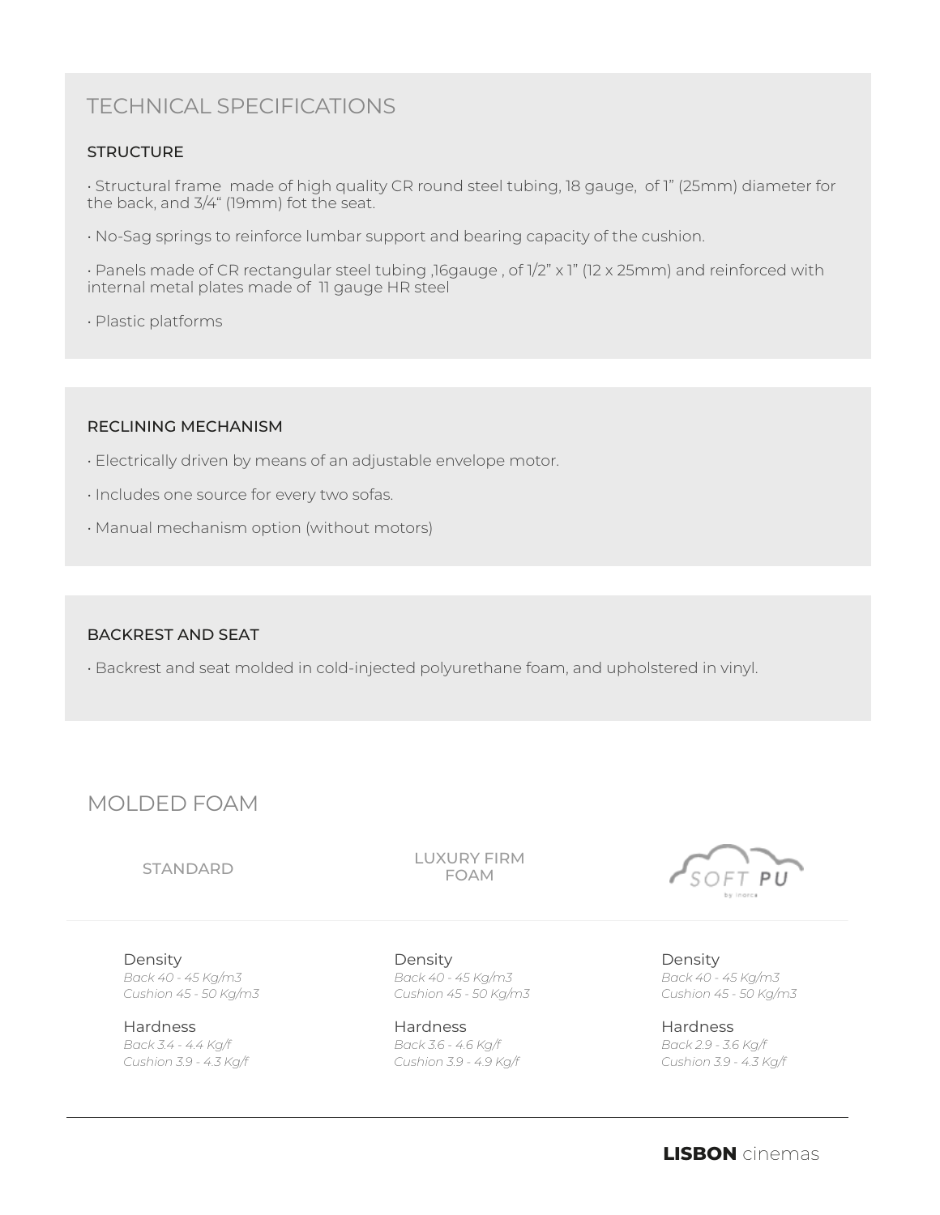# TECHNICAL SPECIFICATIONS

### STRUCTURE

- Structural frame made of high quality CR round steel tubing, 18 gauge, of 1" (25mm) diameter for the back, and 3/4" (19mm) fot the seat.
- No-Sag springs to reinforce lumbar support and bearing capacity of the cushion.
- Panels made of CR rectangular steel tubing ,16gauge , of 1/2" x 1" (12 x 25mm) and reinforced with internal metal plates made of 11 gauge HR steel
- Plastic platforms

### RECLINING MECHANISM

- Electrically driven by means of an adjustable envelope motor.
- Includes one source for every two sofas.
- Manual mechanism option (without motors)

### BACKREST AND SEAT

- Backrest and seat molded in cold-injected polyurethane foam, and upholstered in vinyl.

# MOLDED FOAM

| STANDARD | LUXURY FIRM FOAM | SOFT PU by inarca |
| --- | --- | --- |
| Density<br>*Back 40 - 45 Kg/m3*<br>*Cushion 45 - 50 Kg/m3* | Density<br>*Back 40 - 45 Kg/m3*<br>*Cushion 45 - 50 Kg/m3* | Density<br>*Back 40 - 45 Kg/m3*<br>*Cushion 45 - 50 Kg/m3* |
| Hardness<br>*Back 3.4 - 4.4 Kg/f*<br>*Cushion 3.9 - 4.3 Kg/f* | Hardness<br>*Back 3.6 - 4.6 Kg/f*<br>*Cushion 3.9 - 4.9 Kg/f* | Hardness<br>*Back 2.9 - 3.6 Kg/f*<br>*Cushion 3.9 - 4.3 Kg/f* |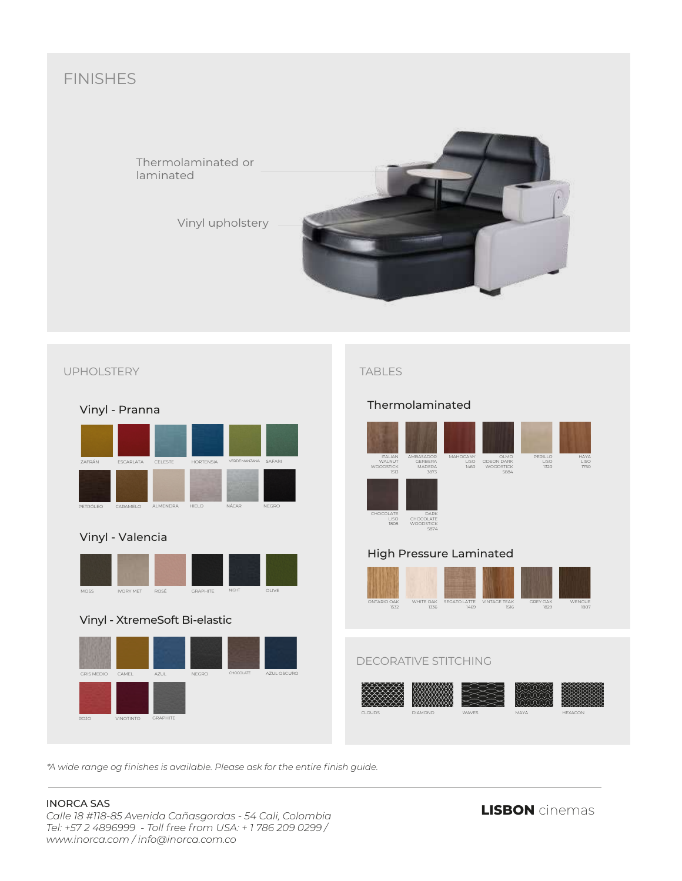# FINISHES

Thermolaminated or laminated

Vinyl upholstery

## UPHOLSTERY

### Vinyl - Pranna

ZAFRÁN
ESCARLATA
CELESTE
HORTENSIA
VERDE MANZANA
SAFARI
PETRÓLEO
CARAMELO
ALMENDRA
HIELO
NÁCAR
NEGRO

### Vinyl - Valencia

MOSS
IVORY MET
ROSÉ
GRAPHITE
NIGHT
OLIVE

### Vinyl - XtremeSoft Bi-elastic

GRIS MEDIO
CAMEL
AZUL
NEGRO
CHOCOLATE
AZUL OSCURO
ROJO
VINOTINTO
GRAPHITE

## TABLES

### Thermolaminated

ITALIAN WALNUT WOODSTICK 1513
AMBASADOR GERBERA MADERA 3873
MAHOGANY LISO 1460
OLMO ODEON DARK WOODSTICK 5884
PERILLO LISO 1320
HAYA LISO 1750
CHOCOLATE LISO 1808
DARK CHOCOLATE WOODSTICK 5874

### High Pressure Laminated

ONTARIO OAK 1532
WHITE OAK 1336
SEGATO LATTE 1469
VINTAGE TEAK 1516
GREY OAK 1829
WENGUE 1807

## DECORATIVE STITCHING

CLOUDS
DIAMOND
WAVES
MAYA
HEXAGON

*\*A wide range og finishes is available. Please ask for the entire finish guide.*

INORCA SAS
*Calle 18 #118-85 Avenida Cañasgordas - 54 Cali, Colombia*
*Tel: +57 2 4896999 - Toll free from USA: + 1 786 209 0299 /*
*www.inorca.com / info@inorca.com.co*

**LISBON** cinemas